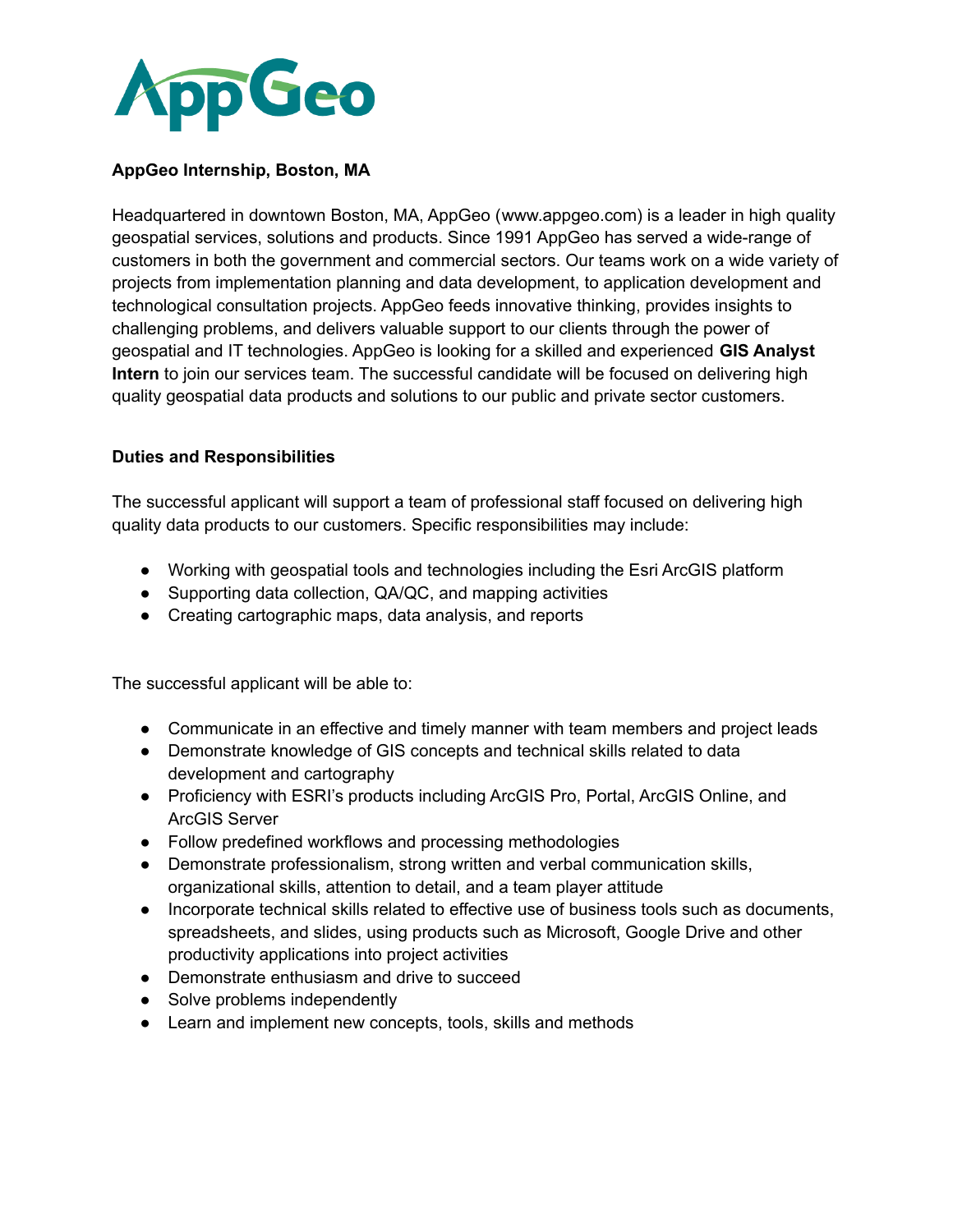AppGeo

**AppGeo Internship, Boston, MA**

Headquartered in downtown Boston, MA, AppGeo (www.appgeo.com) is a leader in high quality geospatial services, solutions and products. Since 1991 AppGeo has served a wide-range of customers in both the government and commercial sectors. Our teams work on a wide variety of projects from implementation planning and data development, to application development and technological consultation projects. AppGeo feeds innovative thinking, provides insights to challenging problems, and delivers valuable support to our clients through the power of geospatial and IT technologies. AppGeo is looking for a skilled and experienced **GIS Analyst Intern** to join our services team. The successful candidate will be focused on delivering high quality geospatial data products and solutions to our public and private sector customers.

**Duties and Responsibilities**

The successful applicant will support a team of professional staff focused on delivering high quality data products to our customers. Specific responsibilities may include:

- Working with geospatial tools and technologies including the Esri ArcGIS platform
- Supporting data collection, QA/QC, and mapping activities
- Creating cartographic maps, data analysis, and reports

The successful applicant will be able to:

- Communicate in an effective and timely manner with team members and project leads
- Demonstrate knowledge of GIS concepts and technical skills related to data development and cartography
- Proficiency with ESRI's products including ArcGIS Pro, Portal, ArcGIS Online, and ArcGIS Server
- Follow predefined workflows and processing methodologies
- Demonstrate professionalism, strong written and verbal communication skills, organizational skills, attention to detail, and a team player attitude
- Incorporate technical skills related to effective use of business tools such as documents, spreadsheets, and slides, using products such as Microsoft, Google Drive and other productivity applications into project activities
- Demonstrate enthusiasm and drive to succeed
- Solve problems independently
- Learn and implement new concepts, tools, skills and methods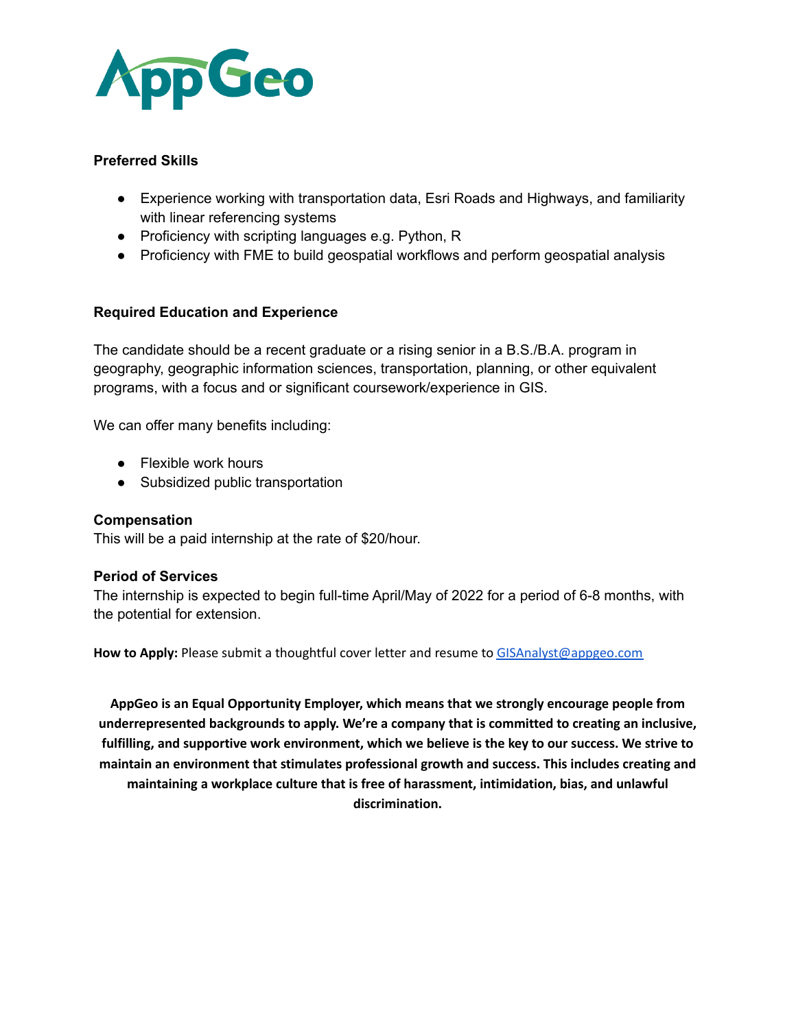**Preferred Skills**

- Experience working with transportation data, Esri Roads and Highways, and familiarity with linear referencing systems
- Proficiency with scripting languages e.g. Python, R
- Proficiency with FME to build geospatial workflows and perform geospatial analysis

**Required Education and Experience**

The candidate should be a recent graduate or a rising senior in a B.S./B.A. program in geography, geographic information sciences, transportation, planning, or other equivalent programs, with a focus and or significant coursework/experience in GIS.

We can offer many benefits including:

- Flexible work hours
- Subsidized public transportation

**Compensation**

This will be a paid internship at the rate of $20/hour.

**Period of Services**

The internship is expected to begin full-time April/May of 2022 for a period of 6-8 months, with the potential for extension.

**How to Apply:** Please submit a thoughtful cover letter and resume to GISAnalyst@appgeo.com

**AppGeo is an Equal Opportunity Employer, which means that we strongly encourage people from underrepresented backgrounds to apply. We're a company that is committed to creating an inclusive, fulfilling, and supportive work environment, which we believe is the key to our success. We strive to maintain an environment that stimulates professional growth and success. This includes creating and maintaining a workplace culture that is free of harassment, intimidation, bias, and unlawful discrimination.**